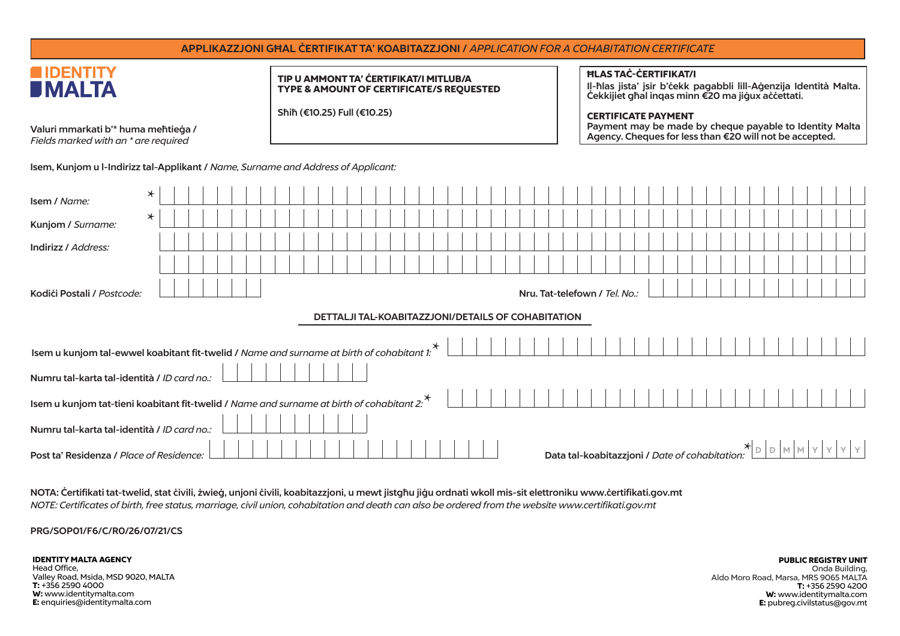# APPLIKAZZJONI GĦAL ĊERTIFIKAT TA' KOABITAZZJONI / *APPLICATION FOR A COHABITATION CERTIFICATE*

**IDENTITY MALTA**

Valuri mmarkati b'* huma meħtieġa / *Fields marked with an * are required*

**TIP U AMMONT TA' ĊERTIFIKAT/I MITLUB/A**
**TYPE & AMOUNT OF CERTIFICATE/S REQUESTED**

Sħiħ (€10.25) Full (€10.25)

**ĦLAS TAĊ-ĊERTIFIKAT/I**
Il-ħlas jista' jsir b'ċekk pagabbli lill-Aġenzija Identità Malta. Ċekkijiet għal inqas minn €20 ma jiġux aċċettati.

**CERTIFICATE PAYMENT**
Payment may be made by cheque payable to Identity Malta Agency. Cheques for less than €20 will not be accepted.

**Isem, Kunjom u l-Indirizz tal-Applikant /** *Name, Surname and Address of Applicant:*

Isem / *Name:* *

Kunjom / *Surname:* *

Indirizz / *Address:*

Kodiċi Postali / *Postcode:*

Nru. Tat-telefown / *Tel. No.:*

## DETTALJI TAL-KOABITAZZJONI/DETAILS OF COHABITATION

Isem u kunjom tal-ewwel koabitant fit-twelid / *Name and surname at birth of cohabitant 1:* *

Numru tal-karta tal-identità / *ID card no.:*

Isem u kunjom tat-tieni koabitant fit-twelid / *Name and surname at birth of cohabitant 2:* *

Numru tal-karta tal-identità / *ID card no.:*

Post ta' Residenza / *Place of Residence:*

Data tal-koabitazzjoni / *Date of cohabitation:* * D D M M Y Y Y Y

**NOTA: Ċertifikati tat-twelid, stat ċivili, żwieġ, unjoni ċivili, koabitazzjoni, u mewt jistgħu jiġu ordnati wkoll mis-sit elettroniku www.ċertifikati.gov.mt**
*NOTE: Certificates of birth, free status, marriage, civil union, cohabitation and death can also be ordered from the website www.certifikati.gov.mt*

PRG/SOP01/F6/C/R0/26/07/21/CS

**IDENTITY MALTA AGENCY**
Head Office,
Valley Road, Msida, MSD 9020, MALTA
**T:** +356 2590 4000
**W:** www.identitymalta.com
**E:** enquiries@identitymalta.com

**PUBLIC REGISTRY UNIT**
Onda Building,
Aldo Moro Road, Marsa, MRS 9065 MALTA
**T:** +356 2590 4200
**W:** www.identitymalta.com
**E:** pubreg.civilstatus@gov.mt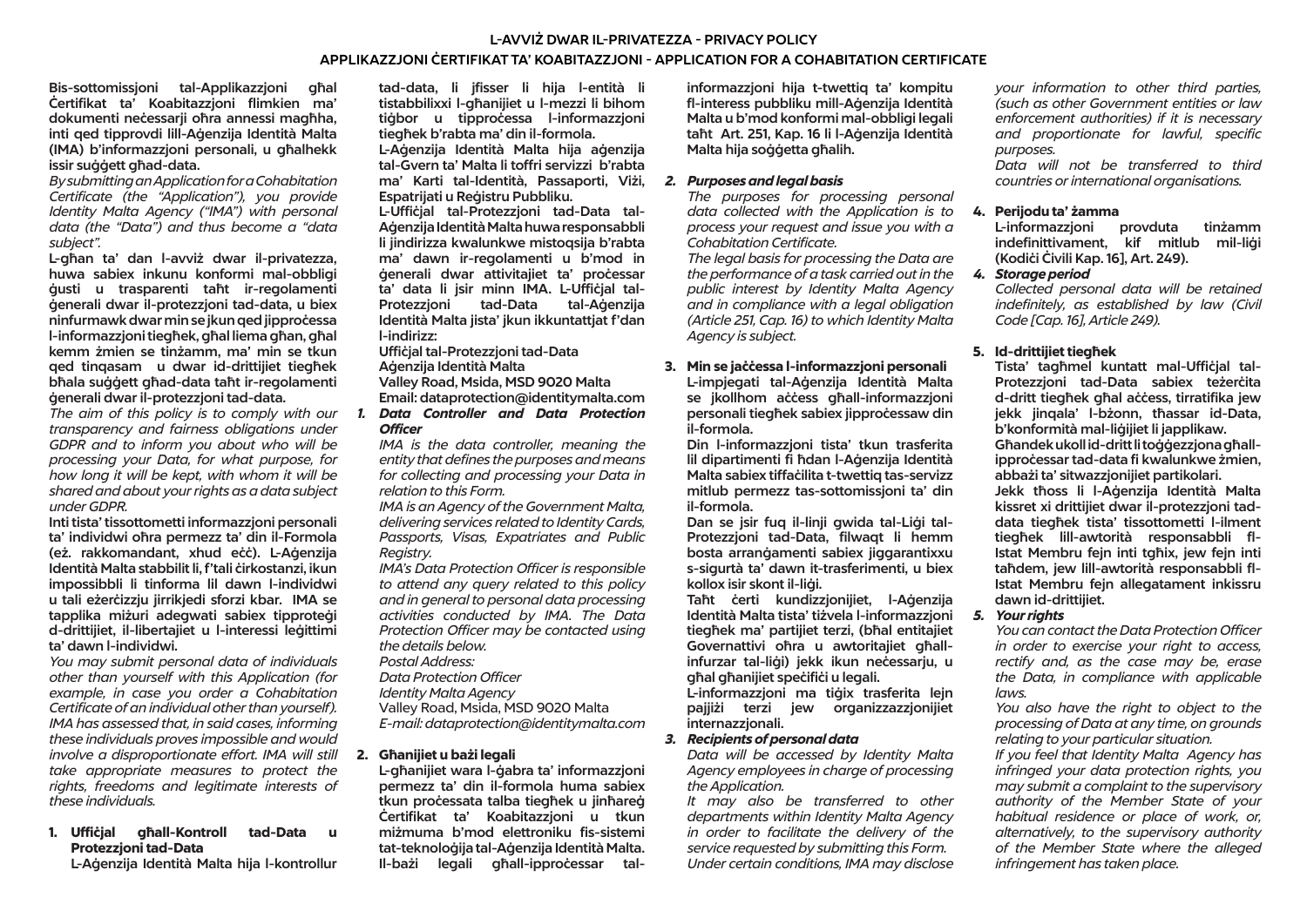# L-AVVIŻ DWAR IL-PRIVATEZZA - PRIVACY POLICY

## APPLIKAZZJONI ĊERTIFIKAT TA' KOABITAZZJONI - APPLICATION FOR A COHABITATION CERTIFICATE

**Bis-sottomissjoni tal-Applikazzjoni għal Ċertifikat ta' Koabitazzjoni flimkien ma' dokumenti neċessarji oħra annessi magħha, inti qed tipprovdi lill-Aġenzija Identità Malta (IMA) b'informazzjoni personali, u għalhekk issir suġġett għad-data.**

*By submitting an Application for a Cohabitation Certificate (the "Application"), you provide Identity Malta Agency ("IMA") with personal data (the "Data") and thus become a "data subject".*

**L-għan ta' dan l-avviż dwar il-privatezza, huwa sabiex inkunu konformi mal-obbligi ġusti u trasparenti taħt ir-regolamenti ġenerali dwar il-protezzjoni tad-data, u biex ninfurmawk dwar min se jkun qed jipproċessa l-informazzjoni tiegħek, għal liema għan, għal kemm żmien se tinżamm, ma' min se tkun qed tinqasam u dwar id-drittijiet tiegħek bħala suġġett għad-data taħt ir-regolamenti ġenerali dwar il-protezzjoni tad-data.**

*The aim of this policy is to comply with our transparency and fairness obligations under GDPR and to inform you about who will be processing your Data, for what purpose, for how long it will be kept, with whom it will be shared and about your rights as a data subject under GDPR.*

**Inti tista' tissottometti informazzjoni personali ta' individwi oħra permezz ta' din il-Formola (eż. rakkomandant, xhud eċċ). L-Aġenzija Identità Malta stabbilit li, f'tali ċirkostanzi, ikun impossibbli li tinforma lil dawn l-individwi u tali eżerċizzju jirrikjedi sforzi kbar. IMA se tapplika miżuri adegwati sabiex tipproteġi d-drittijiet, il-libertajiet u l-interessi leġittimi ta' dawn l-individwi.**

*You may submit personal data of individuals other than yourself with this Application (for example, in case you order a Cohabitation Certificate of an individual other than yourself). IMA has assessed that, in said cases, informing these individuals proves impossible and would involve a disproportionate effort. IMA will still take appropriate measures to protect the rights, freedoms and legitimate interests of these individuals.*

### 1. Uffiċjal għall-Kontroll tad-Data u Protezzjoni tad-Data

**L-Aġenzija Identità Malta hija l-kontrollur tad-data, li jfisser li hija l-entità li tistabbilixxi l-għanijiet u l-mezzi li bihom tiġbor u tipproċessa l-informazzjoni tiegħek b'rabta ma' din il-formola.**

**L-Aġenzija Identità Malta hija aġenzija tal-Gvern ta' Malta li toffri servizzi b'rabta ma' Karti tal-Identità, Passaporti, Viżi, Espatrijati u Reġistru Pubbliku.**

**L-Uffiċjal tal-Protezzjoni tad-Data tal-Aġenzija Identità Malta huwa responsabbli li jindirizza kwalunkwe mistoqsija b'rabta ma' dawn ir-regolamenti u b'mod in ġenerali dwar attivitajiet ta' proċessar ta' data li jsir minn IMA. L-Uffiċjal tal-Protezzjoni tad-Data tal-Aġenzija Identità Malta jista' jkun ikkuntattjat f'dan l-indirizz:**

**Uffiċjal tal-Protezzjoni tad-Data**
**Aġenzija Identità Malta**
**Valley Road, Msida, MSD 9020 Malta**
**Email: dataprotection@identitymalta.com**

### *1. Data Controller and Data Protection Officer*

*IMA is the data controller, meaning the entity that defines the purposes and means for collecting and processing your Data in relation to this Form.*

*IMA is an Agency of the Government Malta, delivering services related to Identity Cards, Passports, Visas, Expatriates and Public Registry.*

*IMA's Data Protection Officer is responsible to attend any query related to this policy and in general to personal data processing activities conducted by IMA. The Data Protection Officer may be contacted using the details below.*

*Postal Address:*
*Data Protection Officer*
*Identity Malta Agency*
Valley Road, Msida, MSD 9020 Malta
*E-mail: dataprotection@identitymalta.com*

### 2. Għanijiet u bażi legali

**L-għanijiet wara l-ġabra ta' informazzjoni permezz ta' din il-formola huma sabiex tkun proċessata talba tiegħek u jinħareġ Ċertifikat ta' Koabitazzjoni u tkun miżmuma b'mod elettroniku fis-sistemi tat-teknoloġija tal-Aġenzija Identità Malta. Il-bażi legali għall-ipproċessar tal-informazzjoni hija t-twettiq ta' kompitu fl-interess pubbliku mill-Aġenzija Identità Malta u b'mod konformi mal-obbligi legali taħt Art. 251, Kap. 16 li l-Aġenzija Identità Malta hija soġġetta għalih.**

### *2. Purposes and legal basis*

*The purposes for processing personal data collected with the Application is to process your request and issue you with a Cohabitation Certificate.*

*The legal basis for processing the Data are the performance of a task carried out in the public interest by Identity Malta Agency and in compliance with a legal obligation (Article 251, Cap. 16) to which Identity Malta Agency is subject.*

### 3. Min se jaċċessa l-informazzjoni personali

**L-impjegati tal-Aġenzija Identità Malta se jkollhom aċċess għall-informazzjoni personali tiegħek sabiex jipproċessaw din il-formola.**

**Din l-informazzjoni tista' tkun trasferita lil dipartimenti fi ħdan l-Aġenzija Identità Malta sabiex tiffaċilita t-twettiq tas-servizz mitlub permezz tas-sottomissjoni ta' din il-formola.**

**Dan se jsir fuq il-linji gwida tal-Liġi tal-Protezzjoni tad-Data, filwaqt li hemm bosta arranġamenti sabiex jiggarantixxu s-sigurtà ta' dawn it-trasferimenti, u biex kollox isir skont il-liġi.**

**Taħt ċerti kundizzjonijiet, l-Aġenzija Identità Malta tista' tiżvela l-informazzjoni tiegħek ma' partijiet terzi, (bħal entitajiet Governattivi oħra u awtoritajiet għall-infurzar tal-liġi) jekk ikun neċessarju, u għal għanijiet speċifiċi u legali.**

**L-informazzjoni ma tiġix trasferita lejn pajjiżi terzi jew organizzazzjonijiet internazzjonali.**

### *3. Recipients of personal data*

*Data will be accessed by Identity Malta Agency employees in charge of processing the Application.*

*It may also be transferred to other departments within Identity Malta Agency in order to facilitate the delivery of the service requested by submitting this Form.*

*Under certain conditions, IMA may disclose your information to other third parties, (such as other Government entities or law enforcement authorities) if it is necessary and proportionate for lawful, specific purposes.*

*Data will not be transferred to third countries or international organisations.*

### 4. Perijodu ta' żamma

**L-informazzjoni provduta tinżamm indefinittivament, kif mitlub mil-liġi (Kodiċi Ċivili Kap. 16], Art. 249).**

### *4. Storage period*

*Collected personal data will be retained indefinitely, as established by law (Civil Code [Cap. 16], Article 249).*

### 5. Id-drittijiet tiegħek

**Tista' tagħmel kuntatt mal-Uffiċjal tal-Protezzjoni tad-Data sabiex teżerċita d-dritt tiegħek għal aċċess, tirratifika jew jekk jinqala' l-bżonn, tħassar id-Data, b'konformità mal-liġijiet li japplikaw.**

**Għandek ukoll id-dritt li toġġezzjona għall-ipproċessar tad-data fi kwalunkwe żmien, abbażi ta' sitwazzjonijiet partikolari.**

**Jekk tħoss li l-Aġenzija Identità Malta kissret xi drittijiet dwar il-protezzjoni tad-data tiegħek tista' tissottometti l-ilment tiegħek lill-awtorità responsabbli fl-Istat Membru fejn inti tgħix, jew fejn inti taħdem, jew lill-awtorità responsabbli fl-Istat Membru fejn allegatament inkissru dawn id-drittijiet.**

### *5. Your rights*

*You can contact the Data Protection Officer in order to exercise your right to access, rectify and, as the case may be, erase the Data, in compliance with applicable laws.*

*You also have the right to object to the processing of Data at any time, on grounds relating to your particular situation.*

*If you feel that Identity Malta Agency has infringed your data protection rights, you may submit a complaint to the supervisory authority of the Member State of your habitual residence or place of work, or, alternatively, to the supervisory authority of the Member State where the alleged infringement has taken place.*